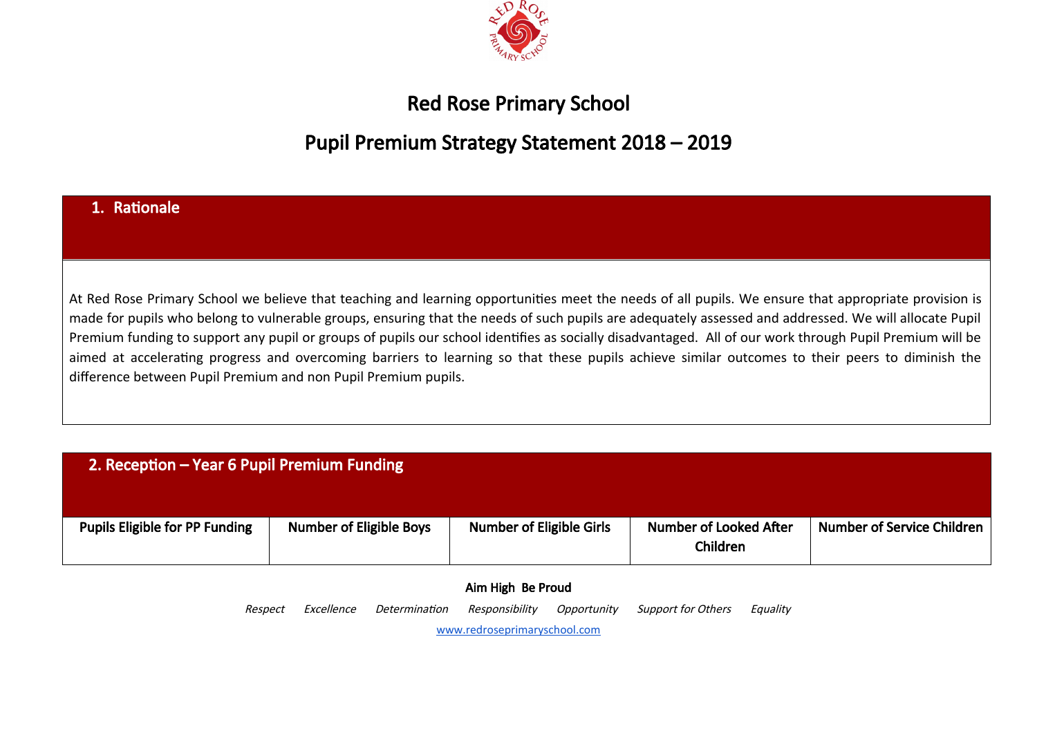# Red Rose Primary School

## Pupil Premium Strategy Statement 2018 – 2019

### 1. Rationale

At Red Rose Primary School we believe that teaching and learning opportunities meet the needs of all pupils. We ensure that appropriate provision is made for pupils who belong to vulnerable groups, ensuring that the needs of such pupils are adequately assessed and addressed. We will allocate Pupil Premium funding to support any pupil or groups of pupils our school identifies as socially disadvantaged. All of our work through Pupil Premium will be aimed at accelerating progress and overcoming barriers to learning so that these pupils achieve similar outcomes to their peers to diminish the difference between Pupil Premium and non Pupil Premium pupils.

### 2. Reception – Year 6 Pupil Premium Funding

| Pupils Eligible for PP Funding | Number of Eligible Boys | Number of Eligible Girls | Number of Looked After Children | Number of Service Children |
|---|---|---|---|---|

**Aim High Be Proud**

*Respect Excellence Determination Responsibility Opportunity Support for Others Equality*

www.redroseprimaryschool.com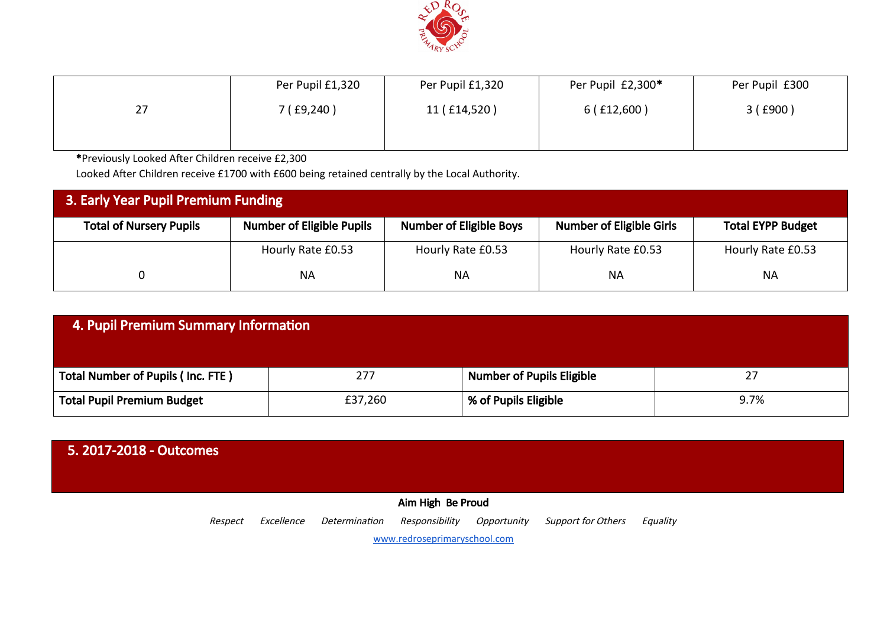| | | | | |
|---|---|---|---|---|
| 27 | Per Pupil £1,320<br>7 ( £9,240 ) | Per Pupil £1,320<br>11 ( £14,520 ) | Per Pupil £2,300*<br>6 ( £12,600 ) | Per Pupil £300<br>3 ( £900 ) |

*Previously Looked After Children receive £2,300

Looked After Children receive £1700 with £600 being retained centrally by the Local Authority.

## 3. Early Year Pupil Premium Funding

| Total of Nursery Pupils | Number of Eligible Pupils | Number of Eligible Boys | Number of Eligible Girls | Total EYPP Budget |
|---|---|---|---|---|
| 0 | Hourly Rate £0.53<br>NA | Hourly Rate £0.53<br>NA | Hourly Rate £0.53<br>NA | Hourly Rate £0.53<br>NA |

## 4. Pupil Premium Summary Information

| | | | |
|---|---|---|---|
| **Total Number of Pupils ( Inc. FTE )** | 277 | **Number of Pupils Eligible** | 27 |
| **Total Pupil Premium Budget** | £37,260 | **% of Pupils Eligible** | 9.7% |

## 5. 2017-2018 - Outcomes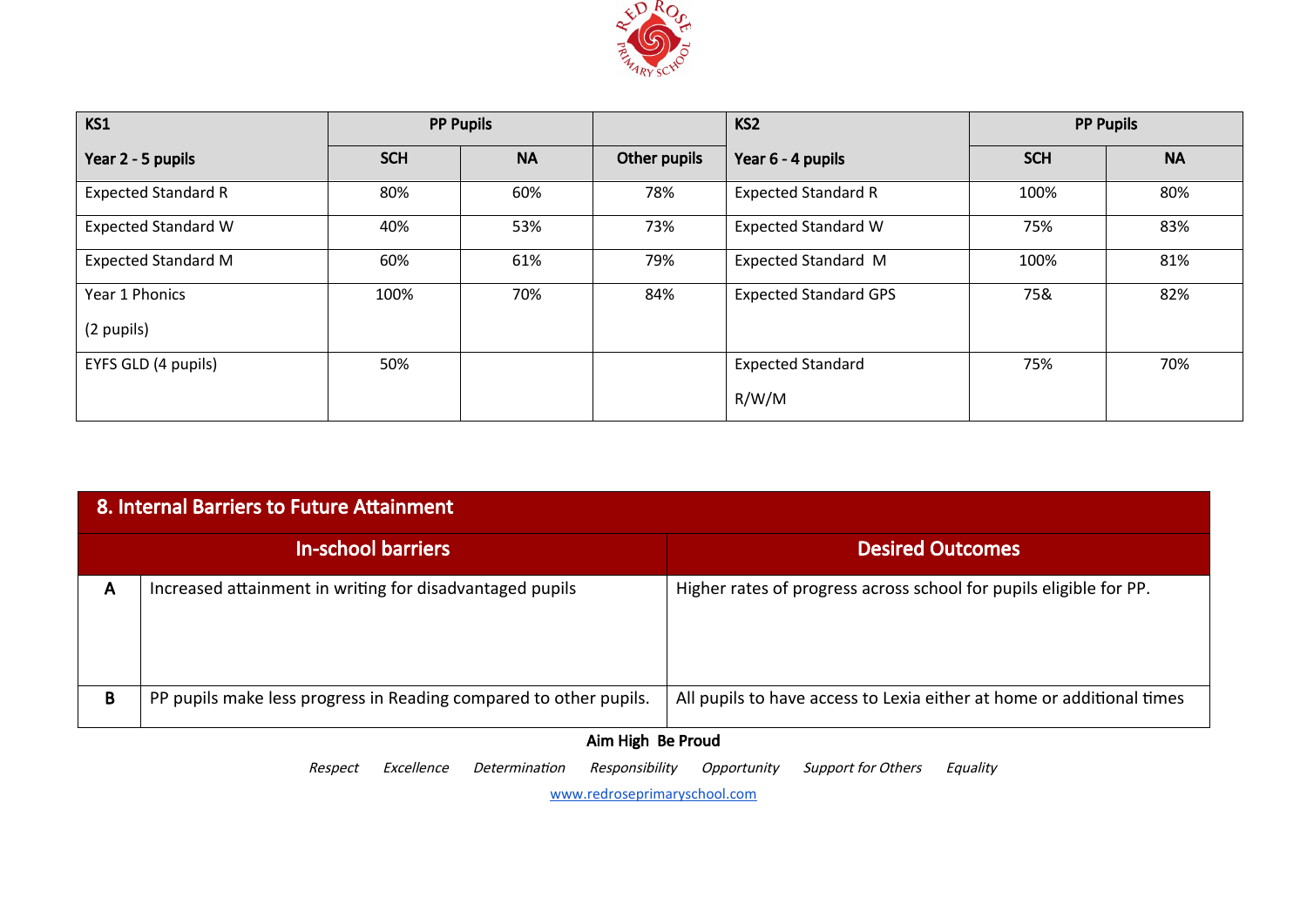| KS1 | PP Pupils | | | KS2 | PP Pupils | |
|---|---|---|---|---|---|---|
| **Year 2 - 5 pupils** | **SCH** | **NA** | **Other pupils** | **Year 6 - 4 pupils** | **SCH** | **NA** |
| Expected Standard R | 80% | 60% | 78% | Expected Standard R | 100% | 80% |
| Expected Standard W | 40% | 53% | 73% | Expected Standard W | 75% | 83% |
| Expected Standard M | 60% | 61% | 79% | Expected Standard M | 100% | 81% |
| Year 1 Phonics (2 pupils) | 100% | 70% | 84% | Expected Standard GPS | 75& | 82% |
| EYFS GLD (4 pupils) | 50% | | | Expected Standard R/W/M | 75% | 70% |

| 8. Internal Barriers to Future Attainment | | |
|---|---|---|
| **In-school barriers** | | **Desired Outcomes** |
| **A** | Increased attainment in writing for disadvantaged pupils | Higher rates of progress across school for pupils eligible for PP. |
| **B** | PP pupils make less progress in Reading compared to other pupils. | All pupils to have access to Lexia either at home or additional times |

**Aim High Be Proud**

*Respect Excellence Determination Responsibility Opportunity Support for Others Equality*

www.redroseprimaryschool.com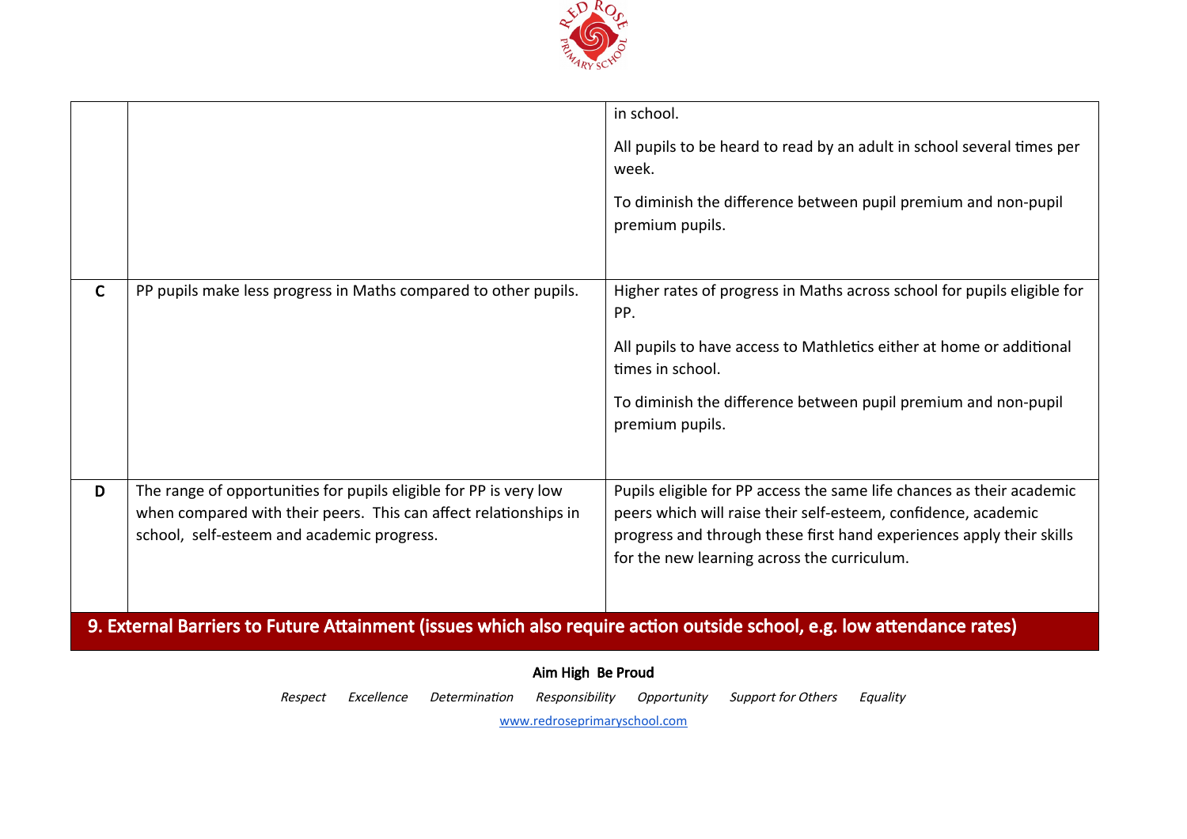| | | |
|---|---|---|
| | | in school.<br><br>All pupils to be heard to read by an adult in school several times per week.<br><br>To diminish the difference between pupil premium and non-pupil premium pupils. |
| **C** | PP pupils make less progress in Maths compared to other pupils. | Higher rates of progress in Maths across school for pupils eligible for PP.<br><br>All pupils to have access to Mathletics either at home or additional times in school.<br><br>To diminish the difference between pupil premium and non-pupil premium pupils. |
| **D** | The range of opportunities for pupils eligible for PP is very low when compared with their peers. This can affect relationships in school, self-esteem and academic progress. | Pupils eligible for PP access the same life chances as their academic peers which will raise their self-esteem, confidence, academic progress and through these first hand experiences apply their skills for the new learning across the curriculum. |

## 9. External Barriers to Future Attainment (issues which also require action outside school, e.g. low attendance rates)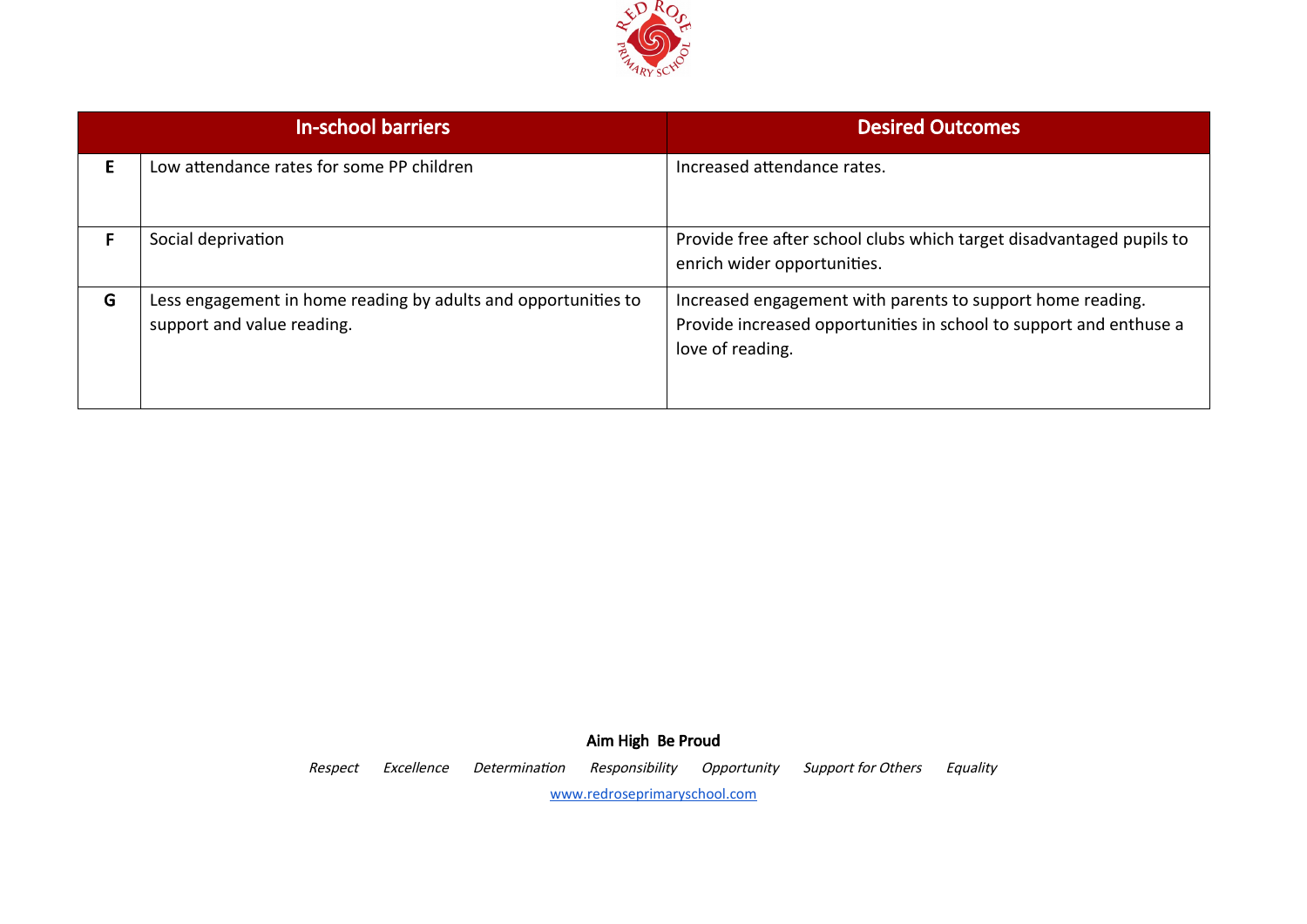| | In-school barriers | Desired Outcomes |
|---|---|---|
| **E** | Low attendance rates for some PP children | Increased attendance rates. |
| **F** | Social deprivation | Provide free after school clubs which target disadvantaged pupils to enrich wider opportunities. |
| **G** | Less engagement in home reading by adults and opportunities to support and value reading. | Increased engagement with parents to support home reading. Provide increased opportunities in school to support and enthuse a love of reading. |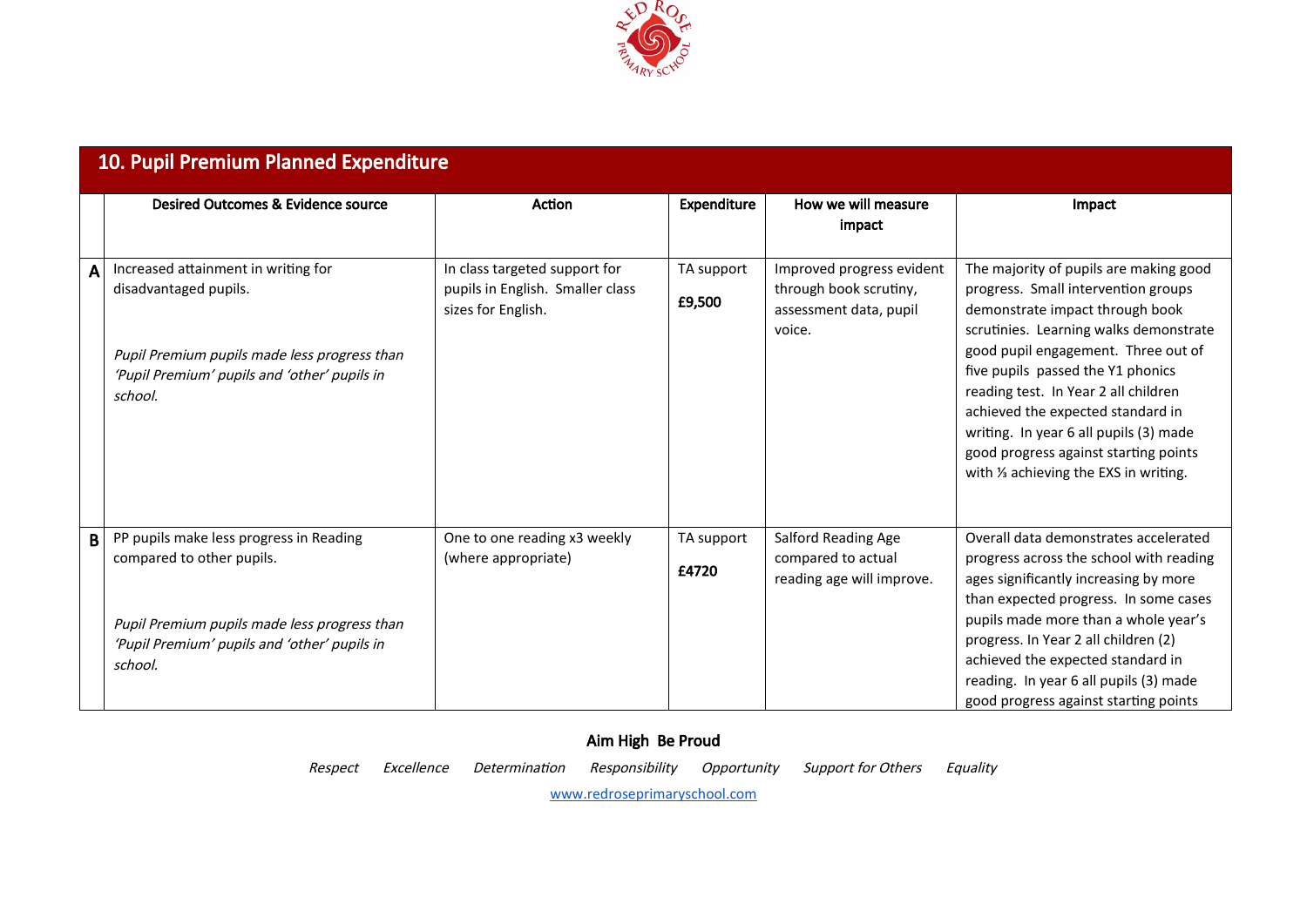## 10. Pupil Premium Planned Expenditure

| | Desired Outcomes & Evidence source | Action | Expenditure | How we will measure impact | Impact |
|---|---|---|---|---|---|
| **A** | Increased attainment in writing for disadvantaged pupils.<br><br>*Pupil Premium pupils made less progress than 'Pupil Premium' pupils and 'other' pupils in school.* | In class targeted support for pupils in English. Smaller class sizes for English. | TA support<br><br>**£9,500** | Improved progress evident through book scrutiny, assessment data, pupil voice. | The majority of pupils are making good progress. Small intervention groups demonstrate impact through book scrutinies. Learning walks demonstrate good pupil engagement. Three out of five pupils passed the Y1 phonics reading test. In Year 2 all children achieved the expected standard in writing. In year 6 all pupils (3) made good progress against starting points with ⅓ achieving the EXS in writing. |
| **B** | PP pupils make less progress in Reading compared to other pupils.<br><br>*Pupil Premium pupils made less progress than 'Pupil Premium' pupils and 'other' pupils in school.* | One to one reading x3 weekly (where appropriate) | TA support<br><br>**£4720** | Salford Reading Age compared to actual reading age will improve. | Overall data demonstrates accelerated progress across the school with reading ages significantly increasing by more than expected progress. In some cases pupils made more than a whole year's progress. In Year 2 all children (2) achieved the expected standard in reading. In year 6 all pupils (3) made good progress against starting points |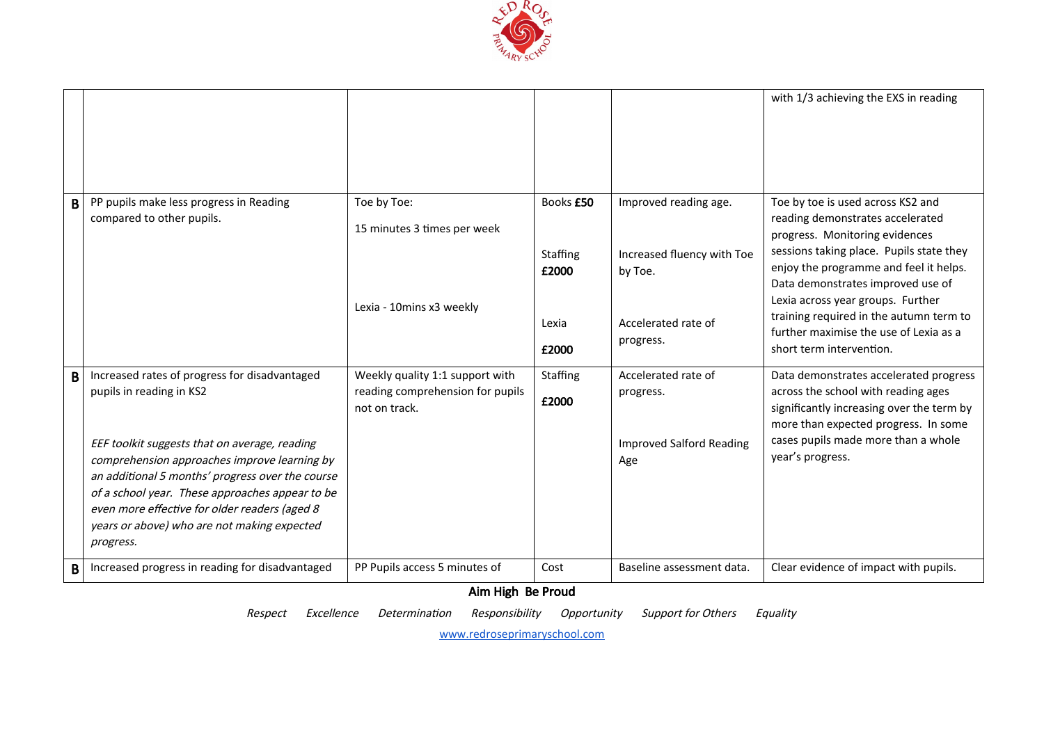| | | | | | |
|---|---|---|---|---|---|
| | | | | | with 1/3 achieving the EXS in reading |
| **B** | PP pupils make less progress in Reading compared to other pupils. | Toe by Toe:<br><br>15 minutes 3 times per week<br><br>Lexia - 10mins x3 weekly | Books **£50**<br><br>Staffing **£2000**<br><br>Lexia<br><br>**£2000** | Improved reading age.<br><br>Increased fluency with Toe by Toe.<br><br>Accelerated rate of progress. | Toe by toe is used across KS2 and reading demonstrates accelerated progress. Monitoring evidences sessions taking place. Pupils state they enjoy the programme and feel it helps. Data demonstrates improved use of Lexia across year groups. Further training required in the autumn term to further maximise the use of Lexia as a short term intervention. |
| **B** | Increased rates of progress for disadvantaged pupils in reading in KS2<br><br>*EEF toolkit suggests that on average, reading comprehension approaches improve learning by an additional 5 months' progress over the course of a school year. These approaches appear to be even more effective for older readers (aged 8 years or above) who are not making expected progress.* | Weekly quality 1:1 support with reading comprehension for pupils not on track. | Staffing<br><br>**£2000** | Accelerated rate of progress.<br><br>Improved Salford Reading Age | Data demonstrates accelerated progress across the school with reading ages significantly increasing over the term by more than expected progress. In some cases pupils made more than a whole year's progress. |
| **B** | Increased progress in reading for disadvantaged | PP Pupils access 5 minutes of | Cost | Baseline assessment data. | Clear evidence of impact with pupils. |

**Aim High Be Proud**

*Respect Excellence Determination Responsibility Opportunity Support for Others Equality*

www.redroseprimaryschool.com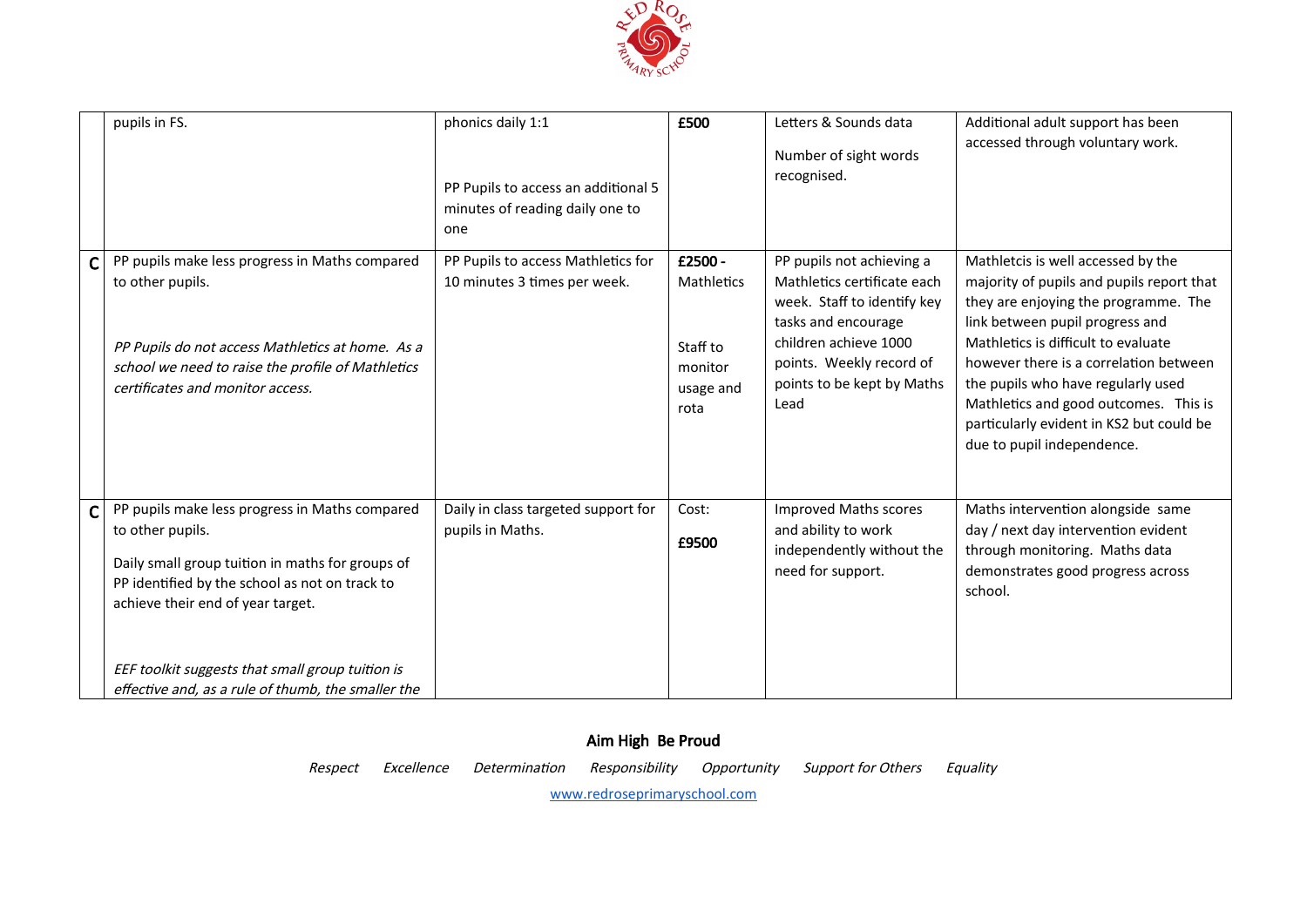| | | | | | |
|---|---|---|---|---|---|
| | pupils in FS. | phonics daily 1:1<br><br>PP Pupils to access an additional 5 minutes of reading daily one to one | **£500** | Letters & Sounds data<br><br>Number of sight words recognised. | Additional adult support has been accessed through voluntary work. |
| **C** | PP pupils make less progress in Maths compared to other pupils.<br><br>*PP Pupils do not access Mathletics at home. As a school we need to raise the profile of Mathletics certificates and monitor access.* | PP Pupils to access Mathletics for 10 minutes 3 times per week. | **£2500 -** Mathletics<br><br>Staff to monitor usage and rota | PP pupils not achieving a Mathletics certificate each week. Staff to identify key tasks and encourage children achieve 1000 points. Weekly record of points to be kept by Maths Lead | Mathletcis is well accessed by the majority of pupils and pupils report that they are enjoying the programme. The link between pupil progress and Mathletics is difficult to evaluate however there is a correlation between the pupils who have regularly used Mathletics and good outcomes. This is particularly evident in KS2 but could be due to pupil independence. |
| **C** | PP pupils make less progress in Maths compared to other pupils.<br><br>Daily small group tuition in maths for groups of PP identified by the school as not on track to achieve their end of year target.<br><br>*EEF toolkit suggests that small group tuition is effective and, as a rule of thumb, the smaller the* | Daily in class targeted support for pupils in Maths. | Cost:<br><br>**£9500** | Improved Maths scores and ability to work independently without the need for support. | Maths intervention alongside same day / next day intervention evident through monitoring. Maths data demonstrates good progress across school. |

**Aim High Be Proud**

*Respect Excellence Determination Responsibility Opportunity Support for Others Equality*

www.redroseprimaryschool.com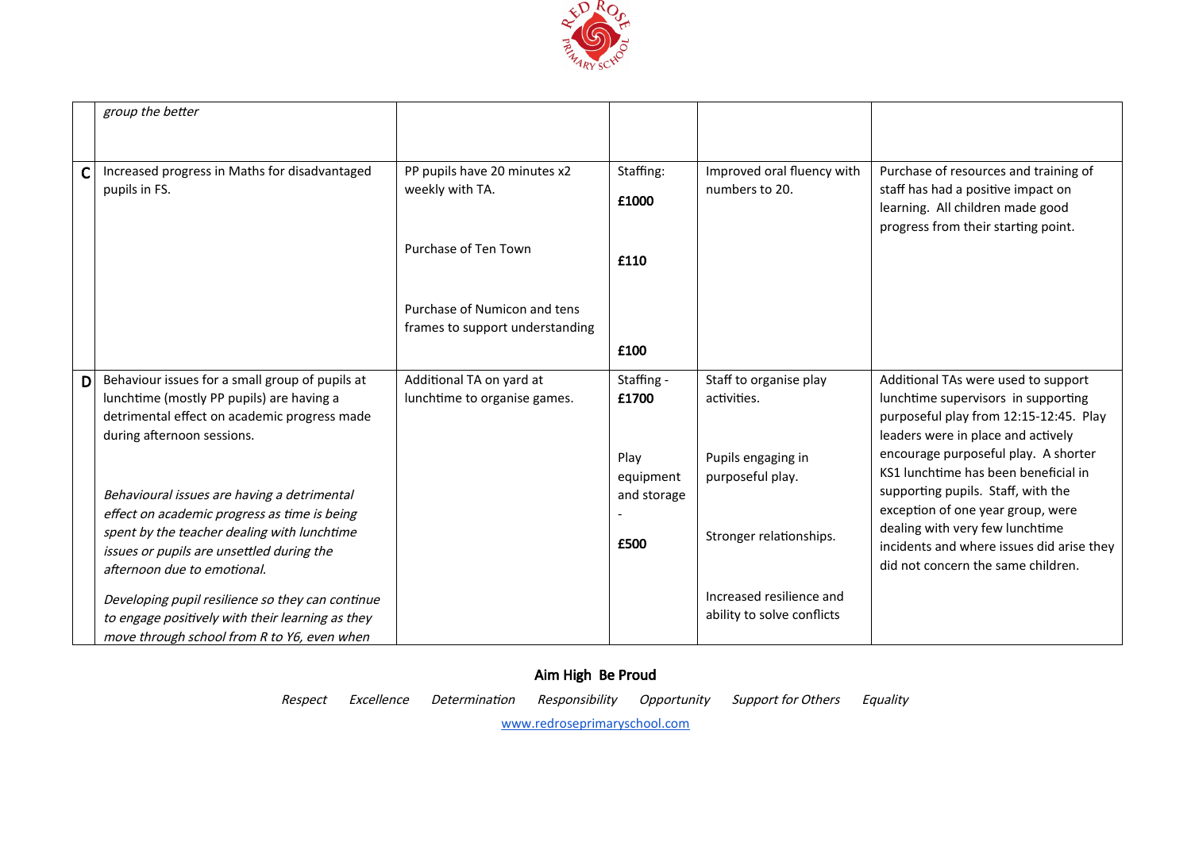|   |   |   |   |   |   |
|---|---|---|---|---|---|
|   | *group the better* |   |   |   |   |
| C | Increased progress in Maths for disadvantaged pupils in FS. | PP pupils have 20 minutes x2 weekly with TA.<br><br>Purchase of Ten Town<br><br>Purchase of Numicon and tens frames to support understanding | Staffing:<br>**£1000**<br><br>**£110**<br><br>**£100** | Improved oral fluency with numbers to 20. | Purchase of resources and training of staff has had a positive impact on learning. All children made good progress from their starting point. |
| D | Behaviour issues for a small group of pupils at lunchtime (mostly PP pupils) are having a detrimental effect on academic progress made during afternoon sessions.<br><br>*Behavioural issues are having a detrimental effect on academic progress as time is being spent by the teacher dealing with lunchtime issues or pupils are unsettled during the afternoon due to emotional.*<br><br>*Developing pupil resilience so they can continue to engage positively with their learning as they move through school from R to Y6, even when* | Additional TA on yard at lunchtime to organise games. | Staffing - **£1700**<br><br>Play equipment and storage - **£500** | Staff to organise play activities.<br><br>Pupils engaging in purposeful play.<br><br>Stronger relationships.<br><br>Increased resilience and ability to solve conflicts | Additional TAs were used to support lunchtime supervisors in supporting purposeful play from 12:15-12:45. Play leaders were in place and actively encourage purposeful play. A shorter KS1 lunchtime has been beneficial in supporting pupils. Staff, with the exception of one year group, were dealing with very few lunchtime incidents and where issues did arise they did not concern the same children. |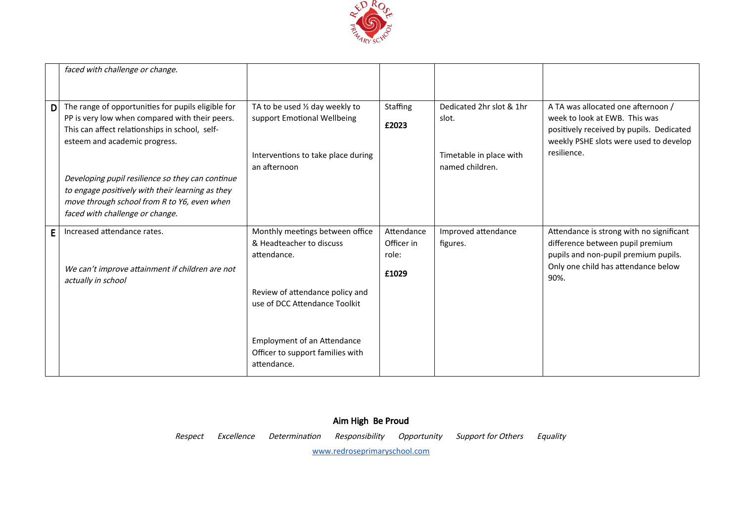| | | | | | |
|---|---|---|---|---|---|
| | *faced with challenge or change.* | | | | |
| **D** | The range of opportunities for pupils eligible for PP is very low when compared with their peers. This can affect relationships in school, self-esteem and academic progress.<br><br>*Developing pupil resilience so they can continue to engage positively with their learning as they move through school from R to Y6, even when faced with challenge or change.* | TA to be used ½ day weekly to support Emotional Wellbeing<br><br>Interventions to take place during an afternoon | Staffing<br><br>**£2023** | Dedicated 2hr slot & 1hr slot.<br><br>Timetable in place with named children. | A TA was allocated one afternoon / week to look at EWB. This was positively received by pupils. Dedicated weekly PSHE slots were used to develop resilience. |
| **E** | Increased attendance rates.<br><br>*We can't improve attainment if children are not actually in school* | Monthly meetings between office & Headteacher to discuss attendance.<br><br>Review of attendance policy and use of DCC Attendance Toolkit<br><br>Employment of an Attendance Officer to support families with attendance. | Attendance Officer in role:<br><br>**£1029** | Improved attendance figures. | Attendance is strong with no significant difference between pupil premium pupils and non-pupil premium pupils. Only one child has attendance below 90%. |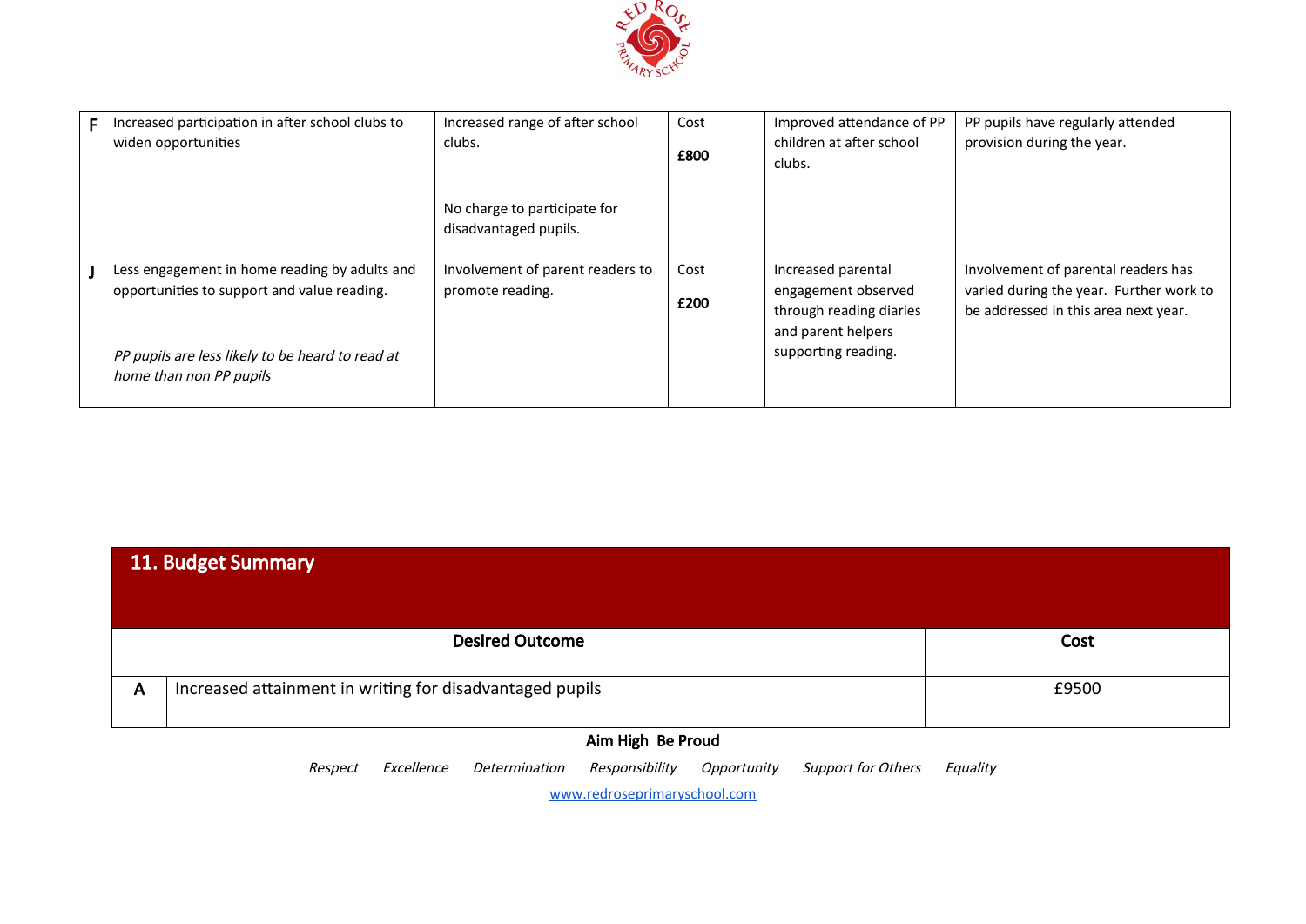| | | | | | |
|---|---|---|---|---|---|
| **F** | Increased participation in after school clubs to widen opportunities | Increased range of after school clubs.<br><br>No charge to participate for disadvantaged pupils. | Cost<br>**£800** | Improved attendance of PP children at after school clubs. | PP pupils have regularly attended provision during the year. |
| **J** | Less engagement in home reading by adults and opportunities to support and value reading.<br><br>*PP pupils are less likely to be heard to read at home than non PP pupils* | Involvement of parent readers to promote reading. | Cost<br>**£200** | Increased parental engagement observed through reading diaries and parent helpers supporting reading. | Involvement of parental readers has varied during the year. Further work to be addressed in this area next year. |

## 11. Budget Summary

| | Desired Outcome | Cost |
|---|---|---|
| **A** | Increased attainment in writing for disadvantaged pupils | £9500 |

**Aim High Be Proud**

*Respect Excellence Determination Responsibility Opportunity Support for Others Equality*

www.redroseprimaryschool.com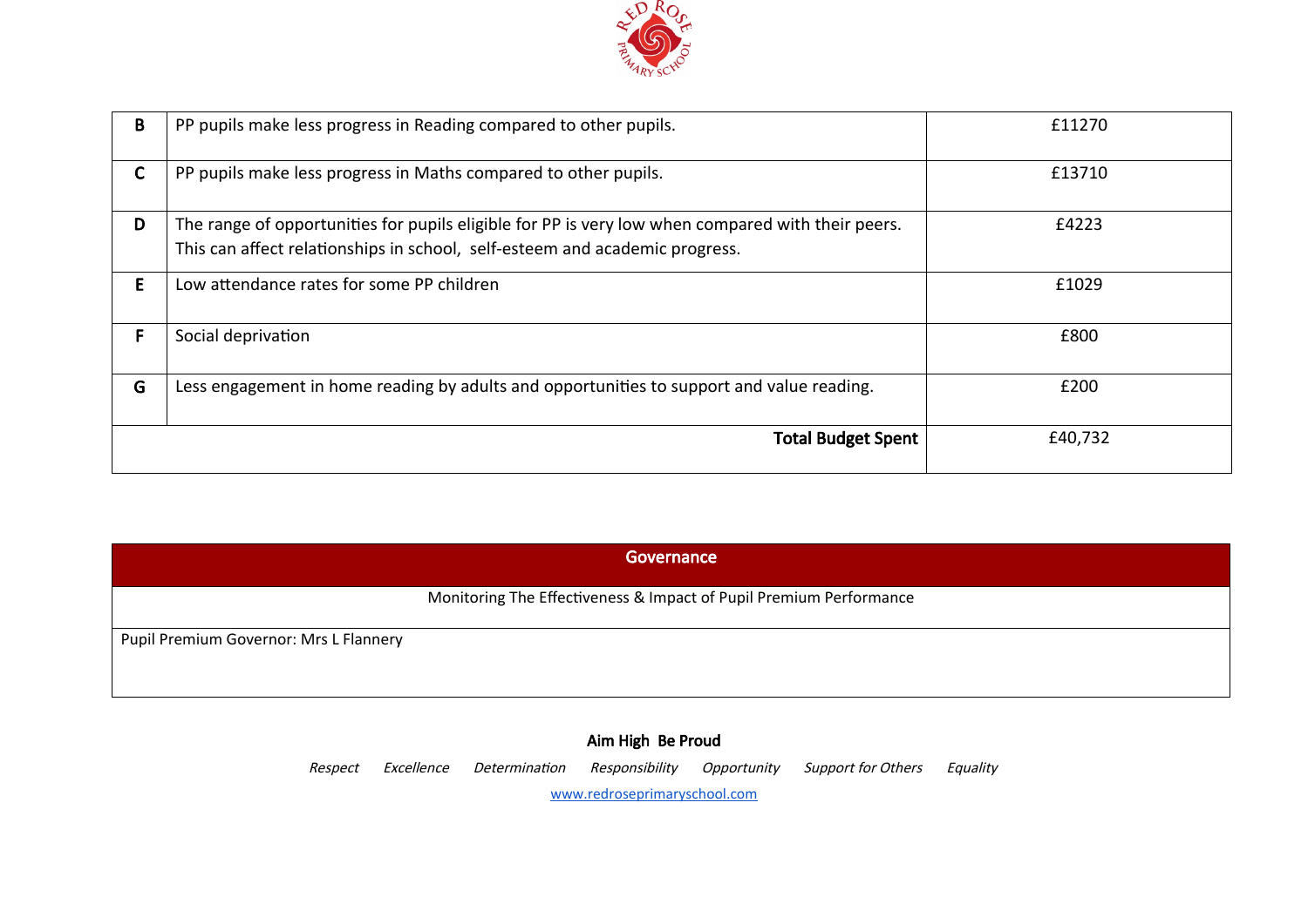| | | |
|---|---|---|
| **B** | PP pupils make less progress in Reading compared to other pupils. | £11270 |
| **C** | PP pupils make less progress in Maths compared to other pupils. | £13710 |
| **D** | The range of opportunities for pupils eligible for PP is very low when compared with their peers. This can affect relationships in school, self-esteem and academic progress. | £4223 |
| **E** | Low attendance rates for some PP children | £1029 |
| **F** | Social deprivation | £800 |
| **G** | Less engagement in home reading by adults and opportunities to support and value reading. | £200 |
| | **Total Budget Spent** | £40,732 |

| Governance |
|---|
| Monitoring The Effectiveness & Impact of Pupil Premium Performance |
| Pupil Premium Governor: Mrs L Flannery |

**Aim High Be Proud**

*Respect* *Excellence* *Determination* *Responsibility* *Opportunity* *Support for Others* *Equality*

www.redroseprimaryschool.com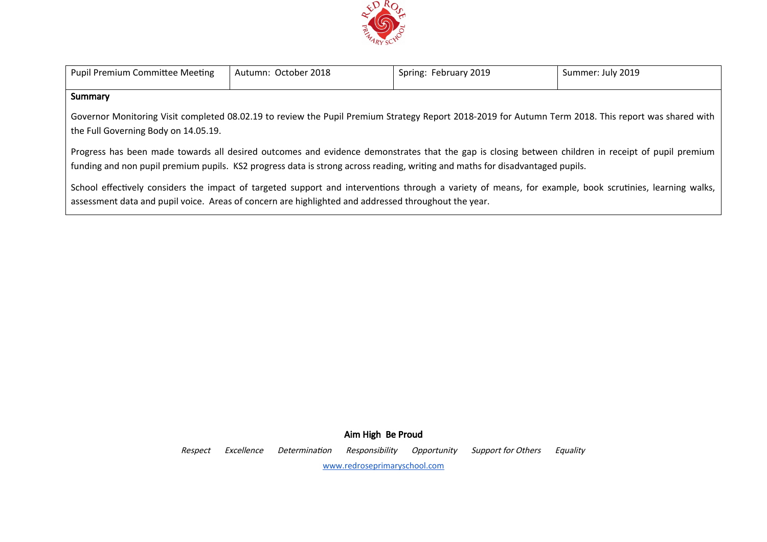| Pupil Premium Committee Meeting | Autumn: October 2018 | Spring: February 2019 | Summer: July 2019 |
|---|---|---|---|

**Summary**

Governor Monitoring Visit completed 08.02.19 to review the Pupil Premium Strategy Report 2018-2019 for Autumn Term 2018. This report was shared with the Full Governing Body on 14.05.19.

Progress has been made towards all desired outcomes and evidence demonstrates that the gap is closing between children in receipt of pupil premium funding and non pupil premium pupils. KS2 progress data is strong across reading, writing and maths for disadvantaged pupils.

School effectively considers the impact of targeted support and interventions through a variety of means, for example, book scrutinies, learning walks, assessment data and pupil voice. Areas of concern are highlighted and addressed throughout the year.